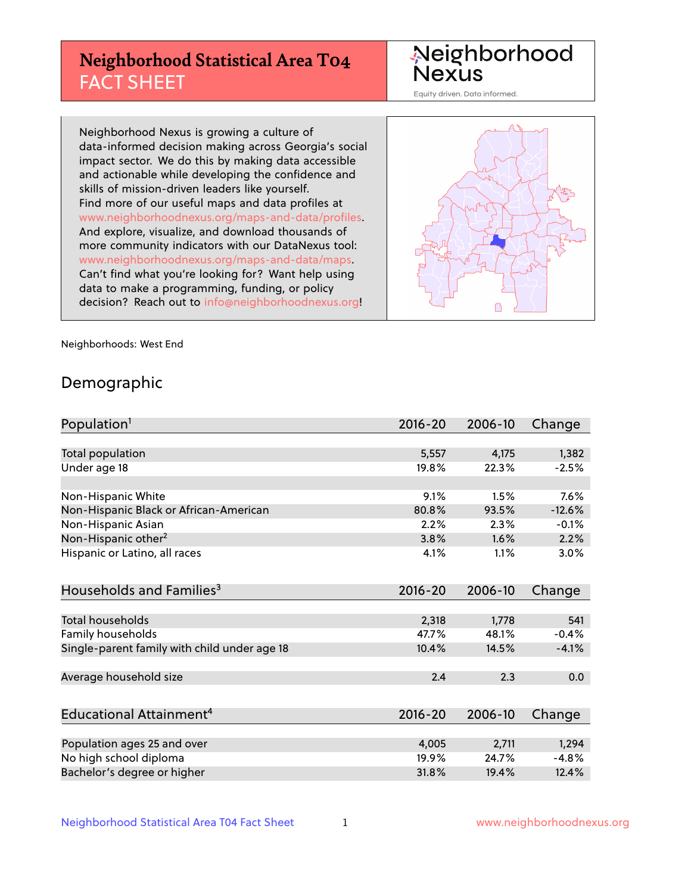# Neighborhood Statistical Area T04 FACT SHEET

Neighborhood Nexus

Equity driven. Data informed.

Neighborhood Nexus is growing a culture of data-informed decision making across Georgia's social impact sector. We do this by making data accessible and actionable while developing the confidence and skills of mission-driven leaders like yourself. Find more of our useful maps and data profiles at www.neighborhoodnexus.org/maps-and-data/profiles. And explore, visualize, and download thousands of more community indicators with our DataNexus tool: www.neighborhoodnexus.org/maps-and-data/maps. Can't find what you're looking for? Want help using data to make a programming, funding, or policy decision? Reach out to info@neighborhoodnexus.org!

Neighborhoods: West End

## Demographic

| Population[1] | 2016-20 | 2006-10 | Change |
|---|---|---|---|
| Total population | 5,557 | 4,175 | 1,382 |
| Under age 18 | 19.8% | 22.3% | -2.5% |
| | | | |
| Non-Hispanic White | 9.1% | 1.5% | 7.6% |
| Non-Hispanic Black or African-American | 80.8% | 93.5% | -12.6% |
| Non-Hispanic Asian | 2.2% | 2.3% | -0.1% |
| Non-Hispanic other[2] | 3.8% | 1.6% | 2.2% |
| Hispanic or Latino, all races | 4.1% | 1.1% | 3.0% |

| Households and Families[3] | 2016-20 | 2006-10 | Change |
|---|---|---|---|
| Total households | 2,318 | 1,778 | 541 |
| Family households | 47.7% | 48.1% | -0.4% |
| Single-parent family with child under age 18 | 10.4% | 14.5% | -4.1% |
| | | | |
| Average household size | 2.4 | 2.3 | 0.0 |

| Educational Attainment[4] | 2016-20 | 2006-10 | Change |
|---|---|---|---|
| Population ages 25 and over | 4,005 | 2,711 | 1,294 |
| No high school diploma | 19.9% | 24.7% | -4.8% |
| Bachelor's degree or higher | 31.8% | 19.4% | 12.4% |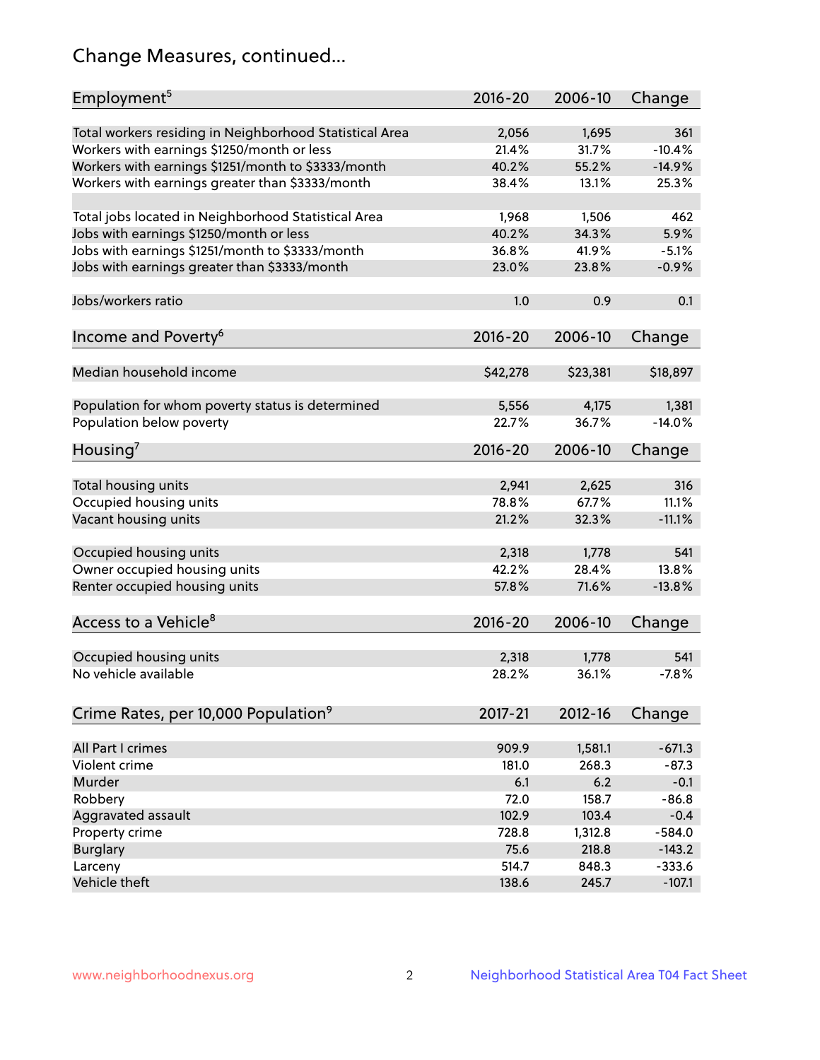## Change Measures, continued...

| Employment[5] | 2016-20 | 2006-10 | Change |
|---|---|---|---|
| Total workers residing in Neighborhood Statistical Area | 2,056 | 1,695 | 361 |
| Workers with earnings $1250/month or less | 21.4% | 31.7% | -10.4% |
| Workers with earnings $1251/month to $3333/month | 40.2% | 55.2% | -14.9% |
| Workers with earnings greater than $3333/month | 38.4% | 13.1% | 25.3% |
| | | | |
| Total jobs located in Neighborhood Statistical Area | 1,968 | 1,506 | 462 |
| Jobs with earnings $1250/month or less | 40.2% | 34.3% | 5.9% |
| Jobs with earnings $1251/month to $3333/month | 36.8% | 41.9% | -5.1% |
| Jobs with earnings greater than $3333/month | 23.0% | 23.8% | -0.9% |
| | | | |
| Jobs/workers ratio | 1.0 | 0.9 | 0.1 |

| Income and Poverty[6] | 2016-20 | 2006-10 | Change |
|---|---|---|---|
| Median household income | $42,278 | $23,381 | $18,897 |
| | | | |
| Population for whom poverty status is determined | 5,556 | 4,175 | 1,381 |
| Population below poverty | 22.7% | 36.7% | -14.0% |

| Housing[7] | 2016-20 | 2006-10 | Change |
|---|---|---|---|
| Total housing units | 2,941 | 2,625 | 316 |
| Occupied housing units | 78.8% | 67.7% | 11.1% |
| Vacant housing units | 21.2% | 32.3% | -11.1% |
| | | | |
| Occupied housing units | 2,318 | 1,778 | 541 |
| Owner occupied housing units | 42.2% | 28.4% | 13.8% |
| Renter occupied housing units | 57.8% | 71.6% | -13.8% |

| Access to a Vehicle[8] | 2016-20 | 2006-10 | Change |
|---|---|---|---|
| Occupied housing units | 2,318 | 1,778 | 541 |
| No vehicle available | 28.2% | 36.1% | -7.8% |

| Crime Rates, per 10,000 Population[9] | 2017-21 | 2012-16 | Change |
|---|---|---|---|
| All Part I crimes | 909.9 | 1,581.1 | -671.3 |
| Violent crime | 181.0 | 268.3 | -87.3 |
| Murder | 6.1 | 6.2 | -0.1 |
| Robbery | 72.0 | 158.7 | -86.8 |
| Aggravated assault | 102.9 | 103.4 | -0.4 |
| Property crime | 728.8 | 1,312.8 | -584.0 |
| Burglary | 75.6 | 218.8 | -143.2 |
| Larceny | 514.7 | 848.3 | -333.6 |
| Vehicle theft | 138.6 | 245.7 | -107.1 |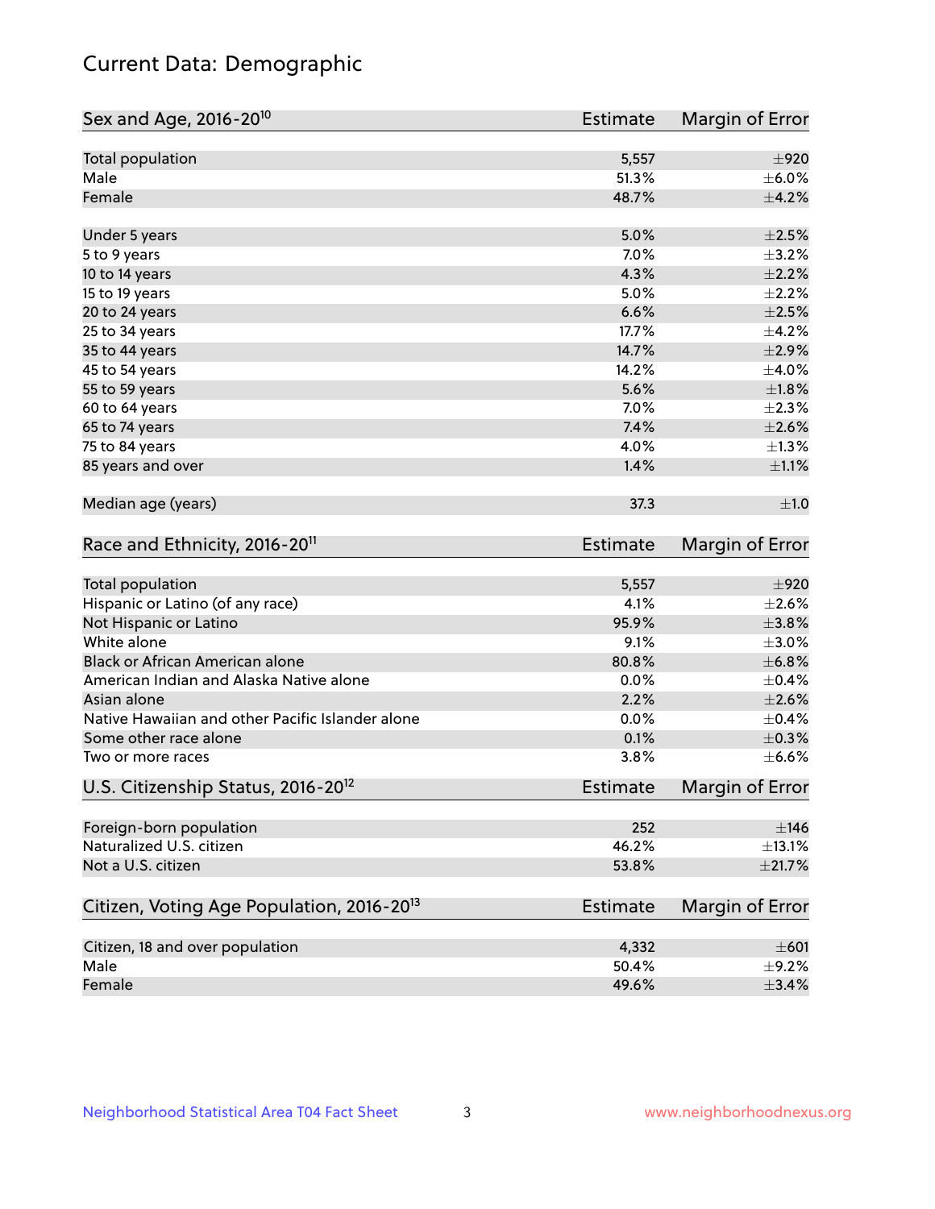## Current Data: Demographic

| Sex and Age, 2016-20[10] | Estimate | Margin of Error |
|---|---|---|
| Total population | 5,557 | ±920 |
| Male | 51.3% | ±6.0% |
| Female | 48.7% | ±4.2% |
| Under 5 years | 5.0% | ±2.5% |
| 5 to 9 years | 7.0% | ±3.2% |
| 10 to 14 years | 4.3% | ±2.2% |
| 15 to 19 years | 5.0% | ±2.2% |
| 20 to 24 years | 6.6% | ±2.5% |
| 25 to 34 years | 17.7% | ±4.2% |
| 35 to 44 years | 14.7% | ±2.9% |
| 45 to 54 years | 14.2% | ±4.0% |
| 55 to 59 years | 5.6% | ±1.8% |
| 60 to 64 years | 7.0% | ±2.3% |
| 65 to 74 years | 7.4% | ±2.6% |
| 75 to 84 years | 4.0% | ±1.3% |
| 85 years and over | 1.4% | ±1.1% |
| Median age (years) | 37.3 | ±1.0 |

| Race and Ethnicity, 2016-20[11] | Estimate | Margin of Error |
|---|---|---|
| Total population | 5,557 | ±920 |
| Hispanic or Latino (of any race) | 4.1% | ±2.6% |
| Not Hispanic or Latino | 95.9% | ±3.8% |
| White alone | 9.1% | ±3.0% |
| Black or African American alone | 80.8% | ±6.8% |
| American Indian and Alaska Native alone | 0.0% | ±0.4% |
| Asian alone | 2.2% | ±2.6% |
| Native Hawaiian and other Pacific Islander alone | 0.0% | ±0.4% |
| Some other race alone | 0.1% | ±0.3% |
| Two or more races | 3.8% | ±6.6% |

| U.S. Citizenship Status, 2016-20[12] | Estimate | Margin of Error |
|---|---|---|
| Foreign-born population | 252 | ±146 |
| Naturalized U.S. citizen | 46.2% | ±13.1% |
| Not a U.S. citizen | 53.8% | ±21.7% |

| Citizen, Voting Age Population, 2016-20[13] | Estimate | Margin of Error |
|---|---|---|
| Citizen, 18 and over population | 4,332 | ±601 |
| Male | 50.4% | ±9.2% |
| Female | 49.6% | ±3.4% |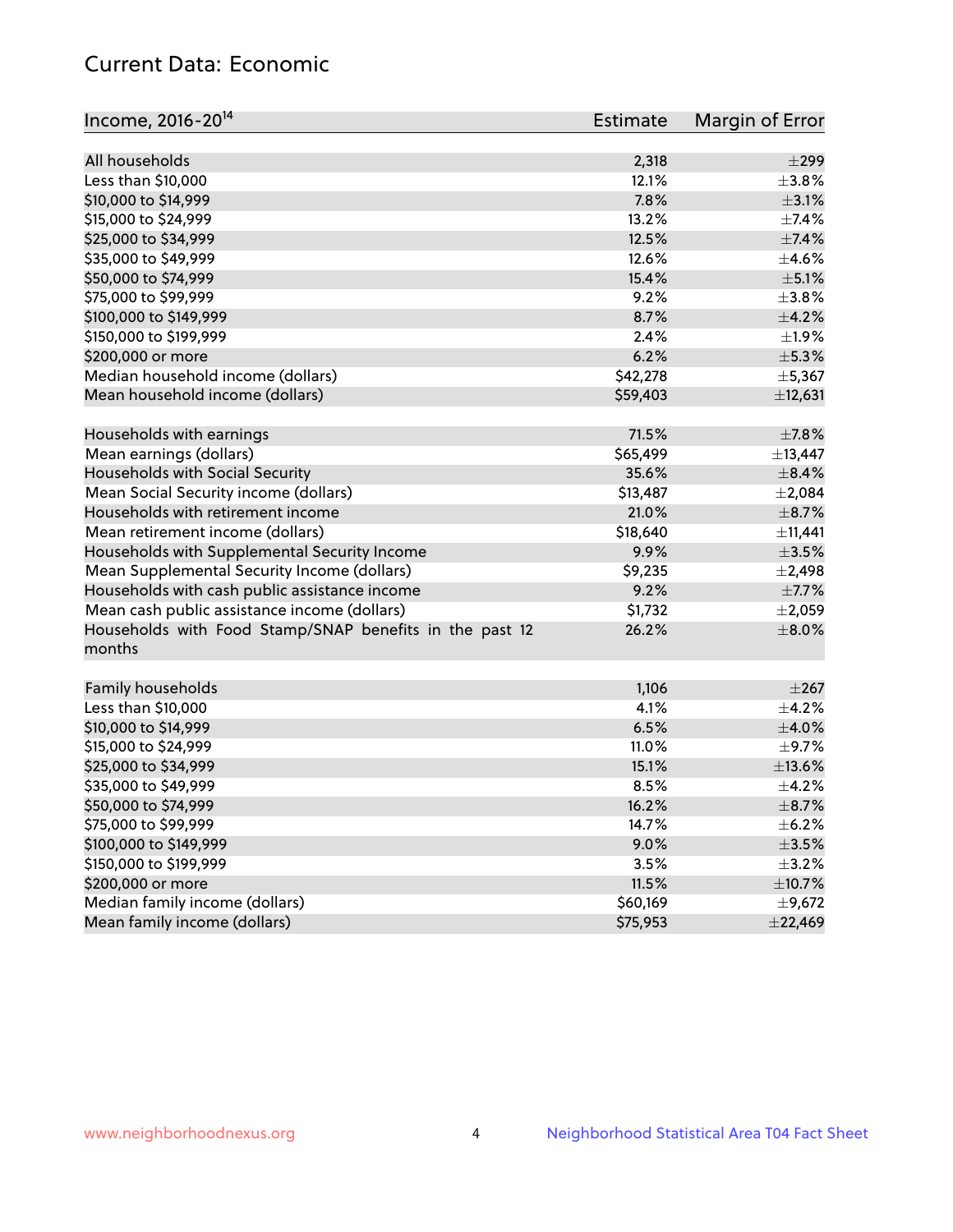## Current Data: Economic

| Income, 2016-20[14] | Estimate | Margin of Error |
|---|---|---|
| All households | 2,318 | ±299 |
| Less than $10,000 | 12.1% | ±3.8% |
| $10,000 to $14,999 | 7.8% | ±3.1% |
| $15,000 to $24,999 | 13.2% | ±7.4% |
| $25,000 to $34,999 | 12.5% | ±7.4% |
| $35,000 to $49,999 | 12.6% | ±4.6% |
| $50,000 to $74,999 | 15.4% | ±5.1% |
| $75,000 to $99,999 | 9.2% | ±3.8% |
| $100,000 to $149,999 | 8.7% | ±4.2% |
| $150,000 to $199,999 | 2.4% | ±1.9% |
| $200,000 or more | 6.2% | ±5.3% |
| Median household income (dollars) | $42,278 | ±5,367 |
| Mean household income (dollars) | $59,403 | ±12,631 |
| | | |
| Households with earnings | 71.5% | ±7.8% |
| Mean earnings (dollars) | $65,499 | ±13,447 |
| Households with Social Security | 35.6% | ±8.4% |
| Mean Social Security income (dollars) | $13,487 | ±2,084 |
| Households with retirement income | 21.0% | ±8.7% |
| Mean retirement income (dollars) | $18,640 | ±11,441 |
| Households with Supplemental Security Income | 9.9% | ±3.5% |
| Mean Supplemental Security Income (dollars) | $9,235 | ±2,498 |
| Households with cash public assistance income | 9.2% | ±7.7% |
| Mean cash public assistance income (dollars) | $1,732 | ±2,059 |
| Households with Food Stamp/SNAP benefits in the past 12 months | 26.2% | ±8.0% |
| | | |
| Family households | 1,106 | ±267 |
| Less than $10,000 | 4.1% | ±4.2% |
| $10,000 to $14,999 | 6.5% | ±4.0% |
| $15,000 to $24,999 | 11.0% | ±9.7% |
| $25,000 to $34,999 | 15.1% | ±13.6% |
| $35,000 to $49,999 | 8.5% | ±4.2% |
| $50,000 to $74,999 | 16.2% | ±8.7% |
| $75,000 to $99,999 | 14.7% | ±6.2% |
| $100,000 to $149,999 | 9.0% | ±3.5% |
| $150,000 to $199,999 | 3.5% | ±3.2% |
| $200,000 or more | 11.5% | ±10.7% |
| Median family income (dollars) | $60,169 | ±9,672 |
| Mean family income (dollars) | $75,953 | ±22,469 |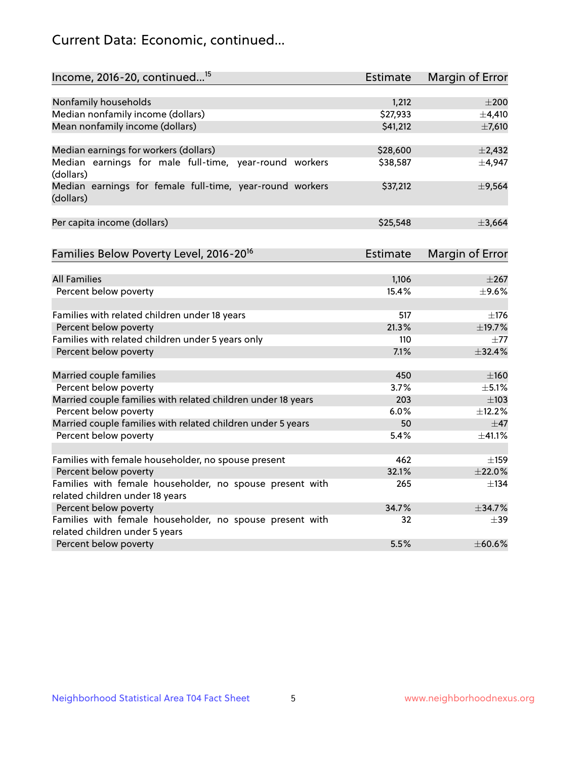# Current Data: Economic, continued...

| Income, 2016-20, continued...[15] | Estimate | Margin of Error |
|---|---|---|
| Nonfamily households | 1,212 | ±200 |
| Median nonfamily income (dollars) | $27,933 | ±4,410 |
| Mean nonfamily income (dollars) | $41,212 | ±7,610 |
| | | |
| Median earnings for workers (dollars) | $28,600 | ±2,432 |
| Median earnings for male full-time, year-round workers (dollars) | $38,587 | ±4,947 |
| Median earnings for female full-time, year-round workers (dollars) | $37,212 | ±9,564 |
| | | |
| Per capita income (dollars) | $25,548 | ±3,664 |

| Families Below Poverty Level, 2016-20[16] | Estimate | Margin of Error |
|---|---|---|
| All Families | 1,106 | ±267 |
| Percent below poverty | 15.4% | ±9.6% |
| | | |
| Families with related children under 18 years | 517 | ±176 |
| Percent below poverty | 21.3% | ±19.7% |
| Families with related children under 5 years only | 110 | ±77 |
| Percent below poverty | 7.1% | ±32.4% |
| | | |
| Married couple families | 450 | ±160 |
| Percent below poverty | 3.7% | ±5.1% |
| Married couple families with related children under 18 years | 203 | ±103 |
| Percent below poverty | 6.0% | ±12.2% |
| Married couple families with related children under 5 years | 50 | ±47 |
| Percent below poverty | 5.4% | ±41.1% |
| | | |
| Families with female householder, no spouse present | 462 | ±159 |
| Percent below poverty | 32.1% | ±22.0% |
| Families with female householder, no spouse present with related children under 18 years | 265 | ±134 |
| Percent below poverty | 34.7% | ±34.7% |
| Families with female householder, no spouse present with related children under 5 years | 32 | ±39 |
| Percent below poverty | 5.5% | ±60.6% |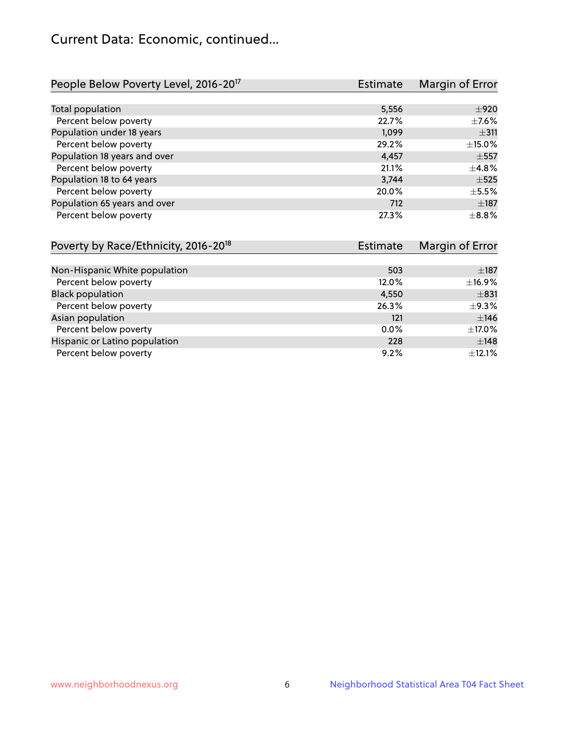## Current Data: Economic, continued...

| People Below Poverty Level, 2016-20[17] | Estimate | Margin of Error |
|---|---|---|
| Total population | 5,556 | ±920 |
| Percent below poverty | 22.7% | ±7.6% |
| Population under 18 years | 1,099 | ±311 |
| Percent below poverty | 29.2% | ±15.0% |
| Population 18 years and over | 4,457 | ±557 |
| Percent below poverty | 21.1% | ±4.8% |
| Population 18 to 64 years | 3,744 | ±525 |
| Percent below poverty | 20.0% | ±5.5% |
| Population 65 years and over | 712 | ±187 |
| Percent below poverty | 27.3% | ±8.8% |

| Poverty by Race/Ethnicity, 2016-20[18] | Estimate | Margin of Error |
|---|---|---|
| Non-Hispanic White population | 503 | ±187 |
| Percent below poverty | 12.0% | ±16.9% |
| Black population | 4,550 | ±831 |
| Percent below poverty | 26.3% | ±9.3% |
| Asian population | 121 | ±146 |
| Percent below poverty | 0.0% | ±17.0% |
| Hispanic or Latino population | 228 | ±148 |
| Percent below poverty | 9.2% | ±12.1% |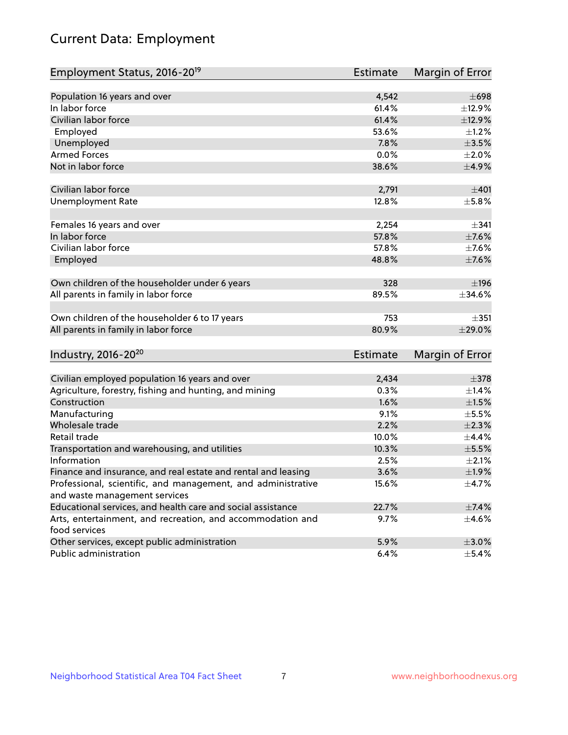# Current Data: Employment

| Employment Status, 2016-20[19] | Estimate | Margin of Error |
|---|---|---|
| Population 16 years and over | 4,542 | ±698 |
| In labor force | 61.4% | ±12.9% |
| Civilian labor force | 61.4% | ±12.9% |
| Employed | 53.6% | ±1.2% |
| Unemployed | 7.8% | ±3.5% |
| Armed Forces | 0.0% | ±2.0% |
| Not in labor force | 38.6% | ±4.9% |
| | | |
| Civilian labor force | 2,791 | ±401 |
| Unemployment Rate | 12.8% | ±5.8% |
| | | |
| Females 16 years and over | 2,254 | ±341 |
| In labor force | 57.8% | ±7.6% |
| Civilian labor force | 57.8% | ±7.6% |
| Employed | 48.8% | ±7.6% |
| | | |
| Own children of the householder under 6 years | 328 | ±196 |
| All parents in family in labor force | 89.5% | ±34.6% |
| | | |
| Own children of the householder 6 to 17 years | 753 | ±351 |
| All parents in family in labor force | 80.9% | ±29.0% |

| Industry, 2016-20[20] | Estimate | Margin of Error |
|---|---|---|
| Civilian employed population 16 years and over | 2,434 | ±378 |
| Agriculture, forestry, fishing and hunting, and mining | 0.3% | ±1.4% |
| Construction | 1.6% | ±1.5% |
| Manufacturing | 9.1% | ±5.5% |
| Wholesale trade | 2.2% | ±2.3% |
| Retail trade | 10.0% | ±4.4% |
| Transportation and warehousing, and utilities | 10.3% | ±5.5% |
| Information | 2.5% | ±2.1% |
| Finance and insurance, and real estate and rental and leasing | 3.6% | ±1.9% |
| Professional, scientific, and management, and administrative and waste management services | 15.6% | ±4.7% |
| Educational services, and health care and social assistance | 22.7% | ±7.4% |
| Arts, entertainment, and recreation, and accommodation and food services | 9.7% | ±4.6% |
| Other services, except public administration | 5.9% | ±3.0% |
| Public administration | 6.4% | ±5.4% |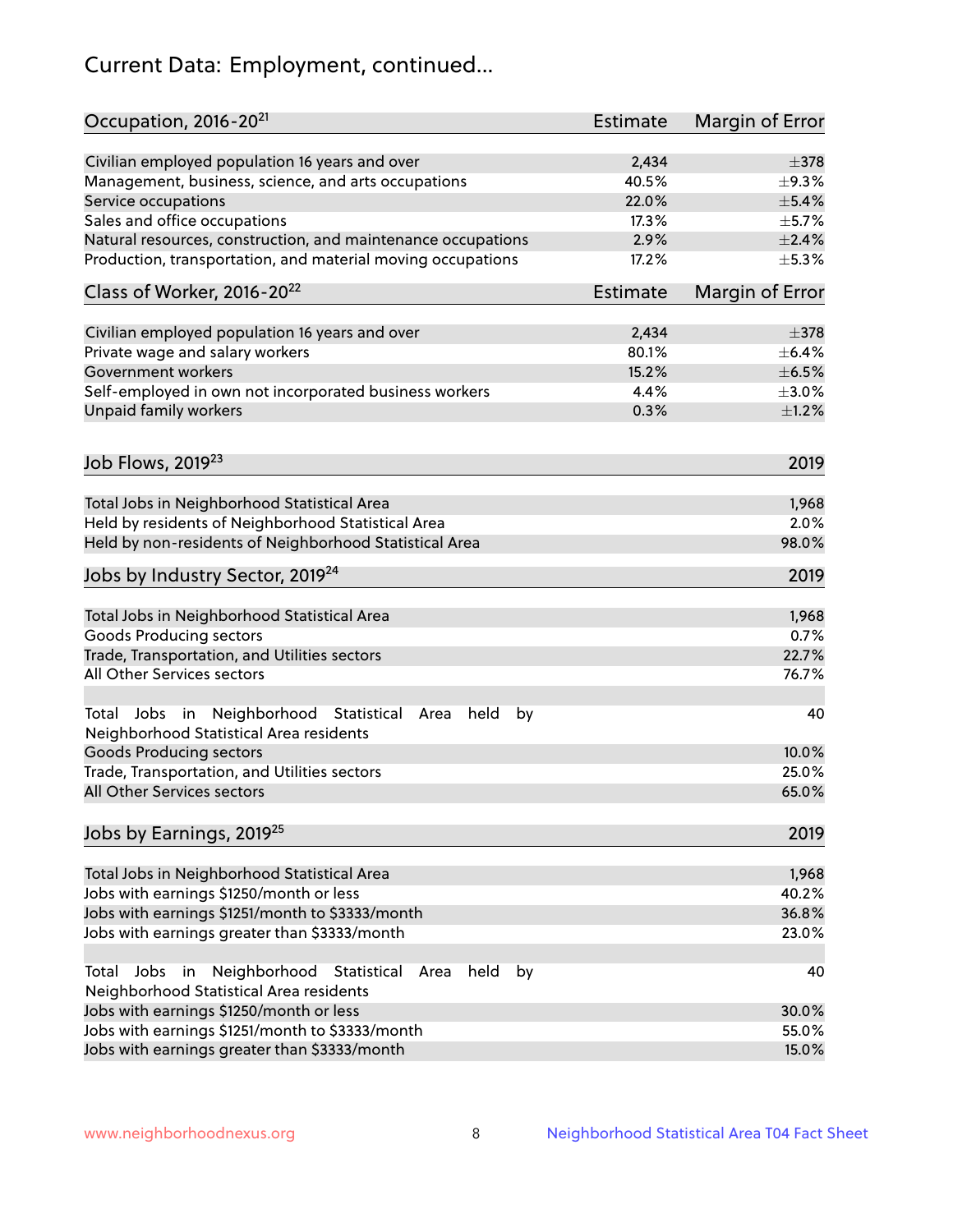# Current Data: Employment, continued...

| Occupation, 2016-20[21] | Estimate | Margin of Error |
|---|---|---|
| Civilian employed population 16 years and over | 2,434 | ±378 |
| Management, business, science, and arts occupations | 40.5% | ±9.3% |
| Service occupations | 22.0% | ±5.4% |
| Sales and office occupations | 17.3% | ±5.7% |
| Natural resources, construction, and maintenance occupations | 2.9% | ±2.4% |
| Production, transportation, and material moving occupations | 17.2% | ±5.3% |

| Class of Worker, 2016-20[22] | Estimate | Margin of Error |
|---|---|---|
| Civilian employed population 16 years and over | 2,434 | ±378 |
| Private wage and salary workers | 80.1% | ±6.4% |
| Government workers | 15.2% | ±6.5% |
| Self-employed in own not incorporated business workers | 4.4% | ±3.0% |
| Unpaid family workers | 0.3% | ±1.2% |

| Job Flows, 2019[23] | 2019 |
|---|---|
| Total Jobs in Neighborhood Statistical Area | 1,968 |
| Held by residents of Neighborhood Statistical Area | 2.0% |
| Held by non-residents of Neighborhood Statistical Area | 98.0% |

| Jobs by Industry Sector, 2019[24] | 2019 |
|---|---|
| Total Jobs in Neighborhood Statistical Area | 1,968 |
| Goods Producing sectors | 0.7% |
| Trade, Transportation, and Utilities sectors | 22.7% |
| All Other Services sectors | 76.7% |
| | |
| Total Jobs in Neighborhood Statistical Area held by Neighborhood Statistical Area residents | 40 |
| Goods Producing sectors | 10.0% |
| Trade, Transportation, and Utilities sectors | 25.0% |
| All Other Services sectors | 65.0% |

| Jobs by Earnings, 2019[25] | 2019 |
|---|---|
| Total Jobs in Neighborhood Statistical Area | 1,968 |
| Jobs with earnings $1250/month or less | 40.2% |
| Jobs with earnings $1251/month to $3333/month | 36.8% |
| Jobs with earnings greater than $3333/month | 23.0% |
| | |
| Total Jobs in Neighborhood Statistical Area held by Neighborhood Statistical Area residents | 40 |
| Jobs with earnings $1250/month or less | 30.0% |
| Jobs with earnings $1251/month to $3333/month | 55.0% |
| Jobs with earnings greater than $3333/month | 15.0% |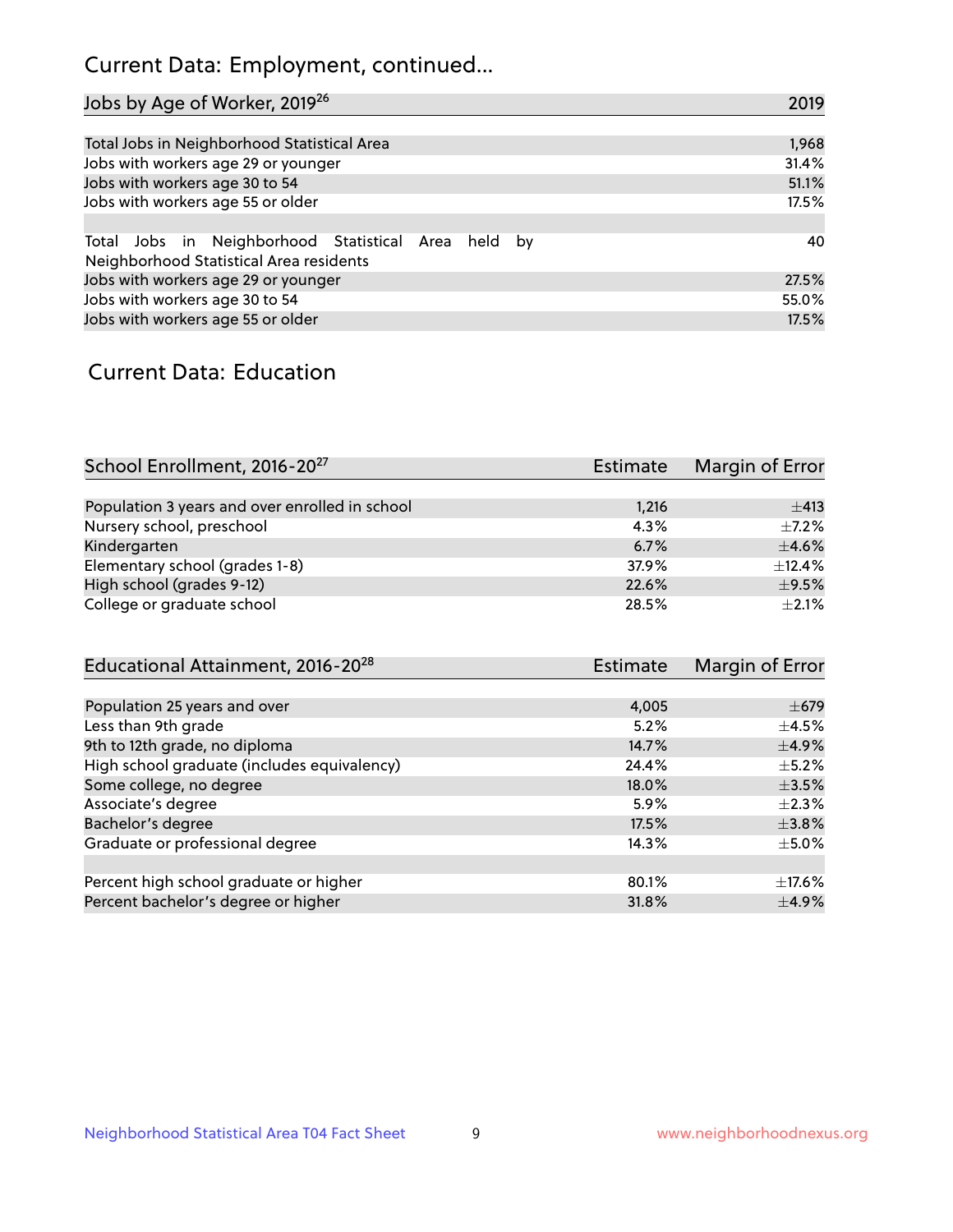## Current Data: Employment, continued...

| Jobs by Age of Worker, 2019[26] | 2019 |
| --- | --- |
| Total Jobs in Neighborhood Statistical Area | 1,968 |
| Jobs with workers age 29 or younger | 31.4% |
| Jobs with workers age 30 to 54 | 51.1% |
| Jobs with workers age 55 or older | 17.5% |
| | |
| Total Jobs in Neighborhood Statistical Area held by Neighborhood Statistical Area residents | 40 |
| Jobs with workers age 29 or younger | 27.5% |
| Jobs with workers age 30 to 54 | 55.0% |
| Jobs with workers age 55 or older | 17.5% |

## Current Data: Education

| School Enrollment, 2016-20[27] | Estimate | Margin of Error |
| --- | --- | --- |
| Population 3 years and over enrolled in school | 1,216 | ±413 |
| Nursery school, preschool | 4.3% | ±7.2% |
| Kindergarten | 6.7% | ±4.6% |
| Elementary school (grades 1-8) | 37.9% | ±12.4% |
| High school (grades 9-12) | 22.6% | ±9.5% |
| College or graduate school | 28.5% | ±2.1% |

| Educational Attainment, 2016-20[28] | Estimate | Margin of Error |
| --- | --- | --- |
| Population 25 years and over | 4,005 | ±679 |
| Less than 9th grade | 5.2% | ±4.5% |
| 9th to 12th grade, no diploma | 14.7% | ±4.9% |
| High school graduate (includes equivalency) | 24.4% | ±5.2% |
| Some college, no degree | 18.0% | ±3.5% |
| Associate's degree | 5.9% | ±2.3% |
| Bachelor's degree | 17.5% | ±3.8% |
| Graduate or professional degree | 14.3% | ±5.0% |
| | | |
| Percent high school graduate or higher | 80.1% | ±17.6% |
| Percent bachelor's degree or higher | 31.8% | ±4.9% |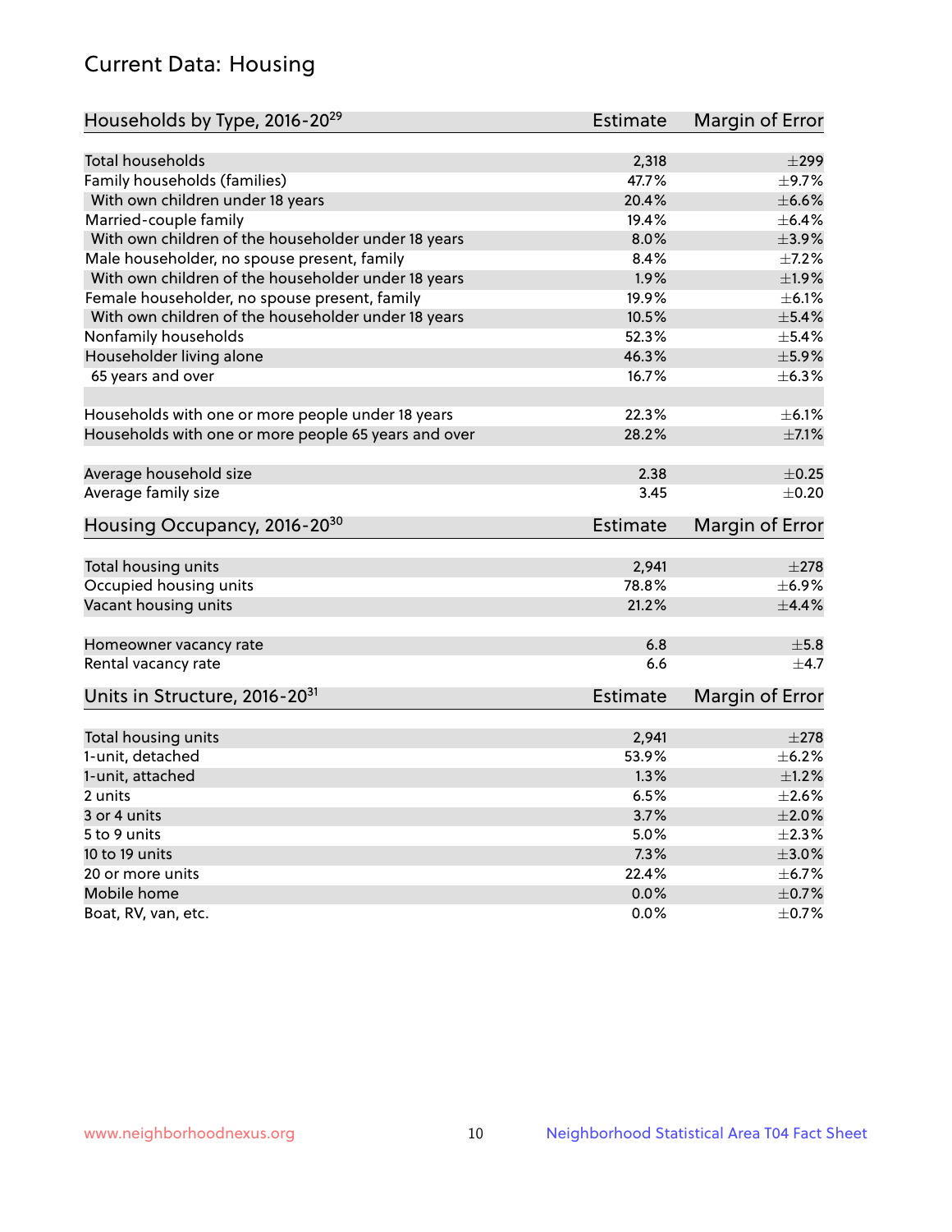## Current Data: Housing

| Households by Type, 2016-20[29] | Estimate | Margin of Error |
|---|---|---|
| Total households | 2,318 | ±299 |
| Family households (families) | 47.7% | ±9.7% |
| With own children under 18 years | 20.4% | ±6.6% |
| Married-couple family | 19.4% | ±6.4% |
| With own children of the householder under 18 years | 8.0% | ±3.9% |
| Male householder, no spouse present, family | 8.4% | ±7.2% |
| With own children of the householder under 18 years | 1.9% | ±1.9% |
| Female householder, no spouse present, family | 19.9% | ±6.1% |
| With own children of the householder under 18 years | 10.5% | ±5.4% |
| Nonfamily households | 52.3% | ±5.4% |
| Householder living alone | 46.3% | ±5.9% |
| 65 years and over | 16.7% | ±6.3% |
| | | |
| Households with one or more people under 18 years | 22.3% | ±6.1% |
| Households with one or more people 65 years and over | 28.2% | ±7.1% |
| | | |
| Average household size | 2.38 | ±0.25 |
| Average family size | 3.45 | ±0.20 |

| Housing Occupancy, 2016-20[30] | Estimate | Margin of Error |
|---|---|---|
| Total housing units | 2,941 | ±278 |
| Occupied housing units | 78.8% | ±6.9% |
| Vacant housing units | 21.2% | ±4.4% |
| | | |
| Homeowner vacancy rate | 6.8 | ±5.8 |
| Rental vacancy rate | 6.6 | ±4.7 |

| Units in Structure, 2016-20[31] | Estimate | Margin of Error |
|---|---|---|
| Total housing units | 2,941 | ±278 |
| 1-unit, detached | 53.9% | ±6.2% |
| 1-unit, attached | 1.3% | ±1.2% |
| 2 units | 6.5% | ±2.6% |
| 3 or 4 units | 3.7% | ±2.0% |
| 5 to 9 units | 5.0% | ±2.3% |
| 10 to 19 units | 7.3% | ±3.0% |
| 20 or more units | 22.4% | ±6.7% |
| Mobile home | 0.0% | ±0.7% |
| Boat, RV, van, etc. | 0.0% | ±0.7% |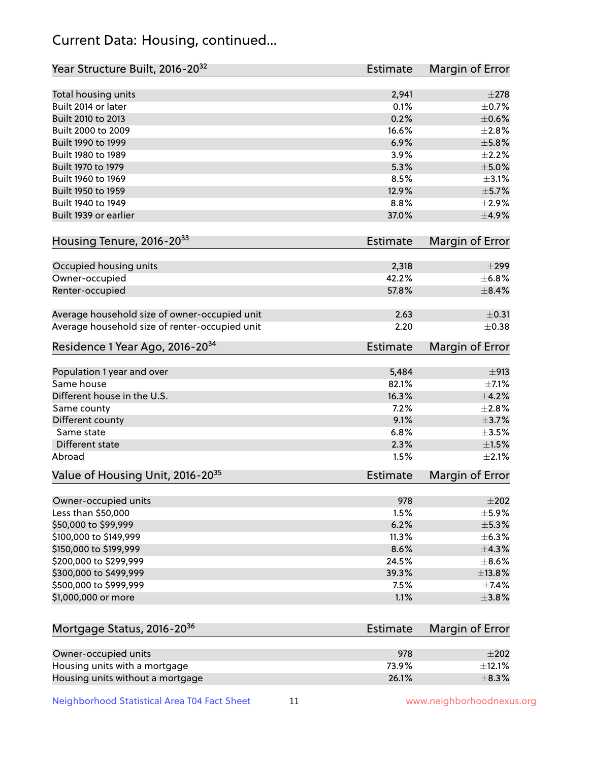## Current Data: Housing, continued...

| Year Structure Built, 2016-20[32] | Estimate | Margin of Error |
|---|---|---|
| Total housing units | 2,941 | ±278 |
| Built 2014 or later | 0.1% | ±0.7% |
| Built 2010 to 2013 | 0.2% | ±0.6% |
| Built 2000 to 2009 | 16.6% | ±2.8% |
| Built 1990 to 1999 | 6.9% | ±5.8% |
| Built 1980 to 1989 | 3.9% | ±2.2% |
| Built 1970 to 1979 | 5.3% | ±5.0% |
| Built 1960 to 1969 | 8.5% | ±3.1% |
| Built 1950 to 1959 | 12.9% | ±5.7% |
| Built 1940 to 1949 | 8.8% | ±2.9% |
| Built 1939 or earlier | 37.0% | ±4.9% |

| Housing Tenure, 2016-20[33] | Estimate | Margin of Error |
|---|---|---|
| Occupied housing units | 2,318 | ±299 |
| Owner-occupied | 42.2% | ±6.8% |
| Renter-occupied | 57.8% | ±8.4% |
| Average household size of owner-occupied unit | 2.63 | ±0.31 |
| Average household size of renter-occupied unit | 2.20 | ±0.38 |

| Residence 1 Year Ago, 2016-20[34] | Estimate | Margin of Error |
|---|---|---|
| Population 1 year and over | 5,484 | ±913 |
| Same house | 82.1% | ±7.1% |
| Different house in the U.S. | 16.3% | ±4.2% |
| Same county | 7.2% | ±2.8% |
| Different county | 9.1% | ±3.7% |
| Same state | 6.8% | ±3.5% |
| Different state | 2.3% | ±1.5% |
| Abroad | 1.5% | ±2.1% |

| Value of Housing Unit, 2016-20[35] | Estimate | Margin of Error |
|---|---|---|
| Owner-occupied units | 978 | ±202 |
| Less than $50,000 | 1.5% | ±5.9% |
| $50,000 to $99,999 | 6.2% | ±5.3% |
| $100,000 to $149,999 | 11.3% | ±6.3% |
| $150,000 to $199,999 | 8.6% | ±4.3% |
| $200,000 to $299,999 | 24.5% | ±8.6% |
| $300,000 to $499,999 | 39.3% | ±13.8% |
| $500,000 to $999,999 | 7.5% | ±7.4% |
| $1,000,000 or more | 1.1% | ±3.8% |

| Mortgage Status, 2016-20[36] | Estimate | Margin of Error |
|---|---|---|
| Owner-occupied units | 978 | ±202 |
| Housing units with a mortgage | 73.9% | ±12.1% |
| Housing units without a mortgage | 26.1% | ±8.3% |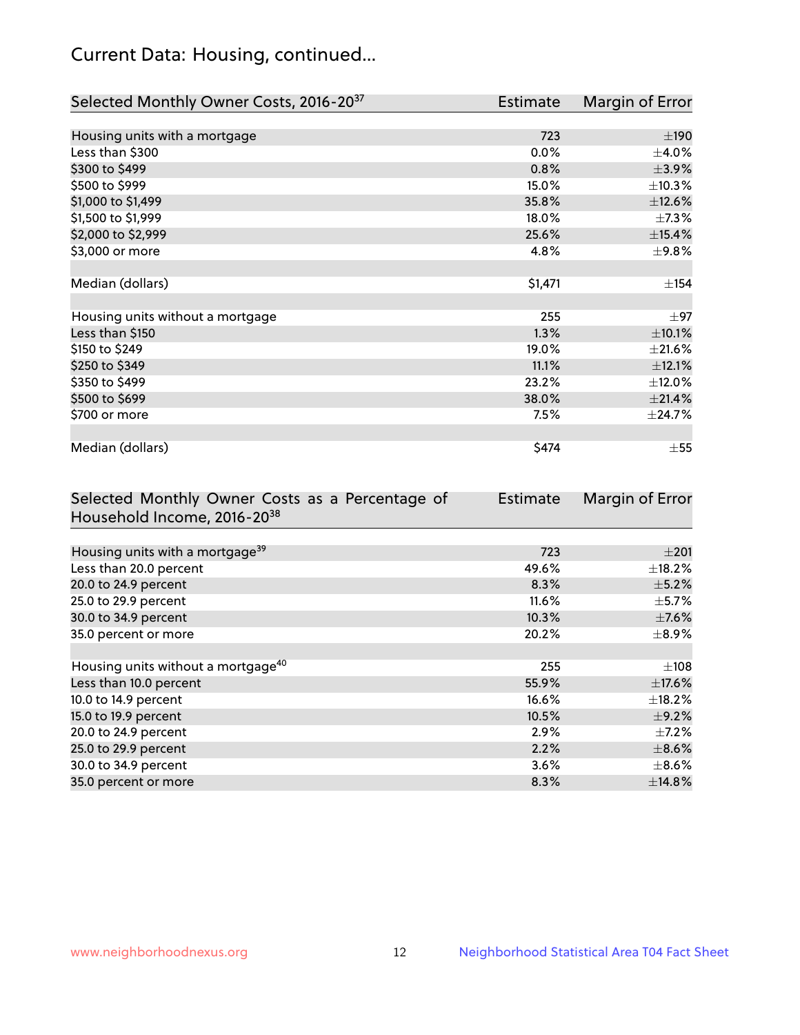## Current Data: Housing, continued...

| Selected Monthly Owner Costs, 2016-20[37] | Estimate | Margin of Error |
|---|---|---|
| Housing units with a mortgage | 723 | ±190 |
| Less than $300 | 0.0% | ±4.0% |
| $300 to $499 | 0.8% | ±3.9% |
| $500 to $999 | 15.0% | ±10.3% |
| $1,000 to $1,499 | 35.8% | ±12.6% |
| $1,500 to $1,999 | 18.0% | ±7.3% |
| $2,000 to $2,999 | 25.6% | ±15.4% |
| $3,000 or more | 4.8% | ±9.8% |
| | | |
| Median (dollars) | $1,471 | ±154 |
| | | |
| Housing units without a mortgage | 255 | ±97 |
| Less than $150 | 1.3% | ±10.1% |
| $150 to $249 | 19.0% | ±21.6% |
| $250 to $349 | 11.1% | ±12.1% |
| $350 to $499 | 23.2% | ±12.0% |
| $500 to $699 | 38.0% | ±21.4% |
| $700 or more | 7.5% | ±24.7% |
| | | |
| Median (dollars) | $474 | ±55 |

| Selected Monthly Owner Costs as a Percentage of Household Income, 2016-20[38] | Estimate | Margin of Error |
|---|---|---|
| Housing units with a mortgage[39] | 723 | ±201 |
| Less than 20.0 percent | 49.6% | ±18.2% |
| 20.0 to 24.9 percent | 8.3% | ±5.2% |
| 25.0 to 29.9 percent | 11.6% | ±5.7% |
| 30.0 to 34.9 percent | 10.3% | ±7.6% |
| 35.0 percent or more | 20.2% | ±8.9% |
| | | |
| Housing units without a mortgage[40] | 255 | ±108 |
| Less than 10.0 percent | 55.9% | ±17.6% |
| 10.0 to 14.9 percent | 16.6% | ±18.2% |
| 15.0 to 19.9 percent | 10.5% | ±9.2% |
| 20.0 to 24.9 percent | 2.9% | ±7.2% |
| 25.0 to 29.9 percent | 2.2% | ±8.6% |
| 30.0 to 34.9 percent | 3.6% | ±8.6% |
| 35.0 percent or more | 8.3% | ±14.8% |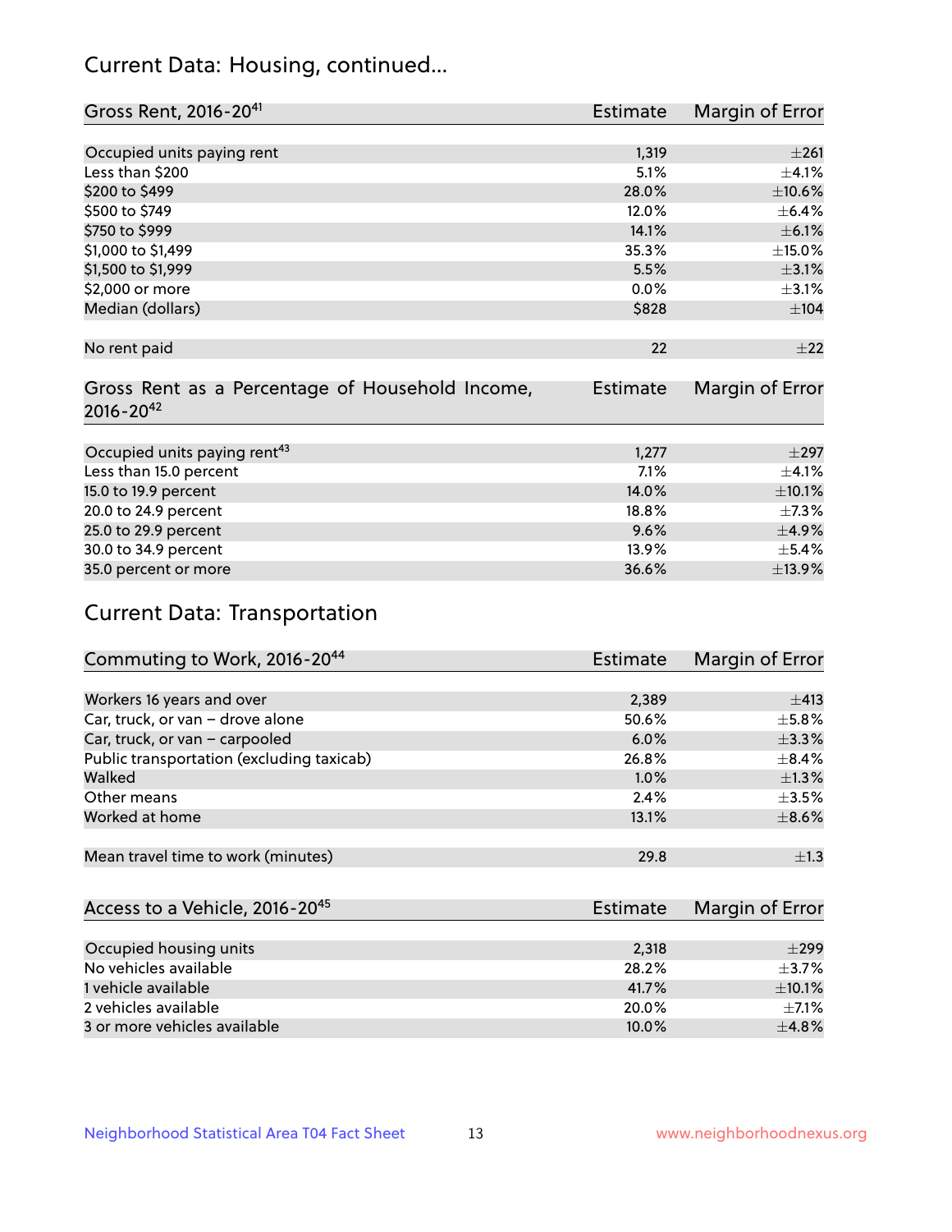## Current Data: Housing, continued...

| Gross Rent, 2016-20[41] | Estimate | Margin of Error |
|---|---|---|
| Occupied units paying rent | 1,319 | ±261 |
| Less than $200 | 5.1% | ±4.1% |
| $200 to $499 | 28.0% | ±10.6% |
| $500 to $749 | 12.0% | ±6.4% |
| $750 to $999 | 14.1% | ±6.1% |
| $1,000 to $1,499 | 35.3% | ±15.0% |
| $1,500 to $1,999 | 5.5% | ±3.1% |
| $2,000 or more | 0.0% | ±3.1% |
| Median (dollars) | $828 | ±104 |
| No rent paid | 22 | ±22 |

| Gross Rent as a Percentage of Household Income, 2016-20[42] | Estimate | Margin of Error |
|---|---|---|
| Occupied units paying rent[43] | 1,277 | ±297 |
| Less than 15.0 percent | 7.1% | ±4.1% |
| 15.0 to 19.9 percent | 14.0% | ±10.1% |
| 20.0 to 24.9 percent | 18.8% | ±7.3% |
| 25.0 to 29.9 percent | 9.6% | ±4.9% |
| 30.0 to 34.9 percent | 13.9% | ±5.4% |
| 35.0 percent or more | 36.6% | ±13.9% |

## Current Data: Transportation

| Commuting to Work, 2016-20[44] | Estimate | Margin of Error |
|---|---|---|
| Workers 16 years and over | 2,389 | ±413 |
| Car, truck, or van – drove alone | 50.6% | ±5.8% |
| Car, truck, or van – carpooled | 6.0% | ±3.3% |
| Public transportation (excluding taxicab) | 26.8% | ±8.4% |
| Walked | 1.0% | ±1.3% |
| Other means | 2.4% | ±3.5% |
| Worked at home | 13.1% | ±8.6% |
| Mean travel time to work (minutes) | 29.8 | ±1.3 |

| Access to a Vehicle, 2016-20[45] | Estimate | Margin of Error |
|---|---|---|
| Occupied housing units | 2,318 | ±299 |
| No vehicles available | 28.2% | ±3.7% |
| 1 vehicle available | 41.7% | ±10.1% |
| 2 vehicles available | 20.0% | ±7.1% |
| 3 or more vehicles available | 10.0% | ±4.8% |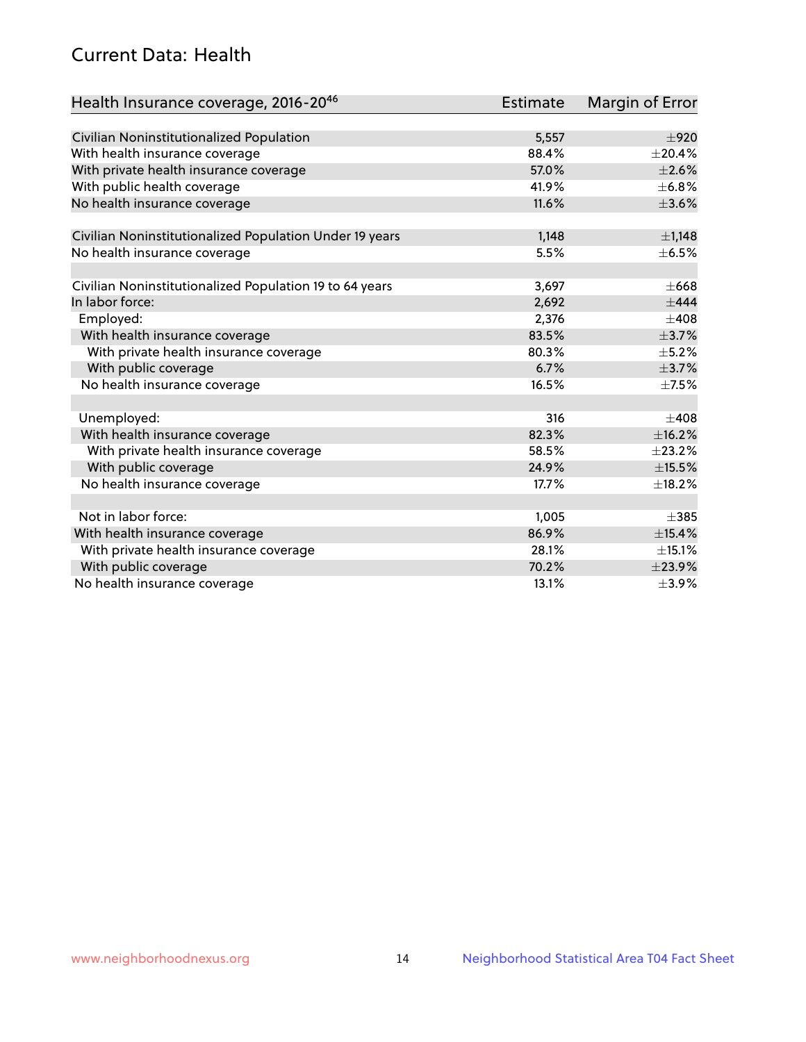## Current Data: Health

| Health Insurance coverage, 2016-20[46] | Estimate | Margin of Error |
|---|---|---|
| Civilian Noninstitutionalized Population | 5,557 | ±920 |
| With health insurance coverage | 88.4% | ±20.4% |
| With private health insurance coverage | 57.0% | ±2.6% |
| With public health coverage | 41.9% | ±6.8% |
| No health insurance coverage | 11.6% | ±3.6% |
| | | |
| Civilian Noninstitutionalized Population Under 19 years | 1,148 | ±1,148 |
| No health insurance coverage | 5.5% | ±6.5% |
| | | |
| Civilian Noninstitutionalized Population 19 to 64 years | 3,697 | ±668 |
| In labor force: | 2,692 | ±444 |
| Employed: | 2,376 | ±408 |
| With health insurance coverage | 83.5% | ±3.7% |
| With private health insurance coverage | 80.3% | ±5.2% |
| With public coverage | 6.7% | ±3.7% |
| No health insurance coverage | 16.5% | ±7.5% |
| | | |
| Unemployed: | 316 | ±408 |
| With health insurance coverage | 82.3% | ±16.2% |
| With private health insurance coverage | 58.5% | ±23.2% |
| With public coverage | 24.9% | ±15.5% |
| No health insurance coverage | 17.7% | ±18.2% |
| | | |
| Not in labor force: | 1,005 | ±385 |
| With health insurance coverage | 86.9% | ±15.4% |
| With private health insurance coverage | 28.1% | ±15.1% |
| With public coverage | 70.2% | ±23.9% |
| No health insurance coverage | 13.1% | ±3.9% |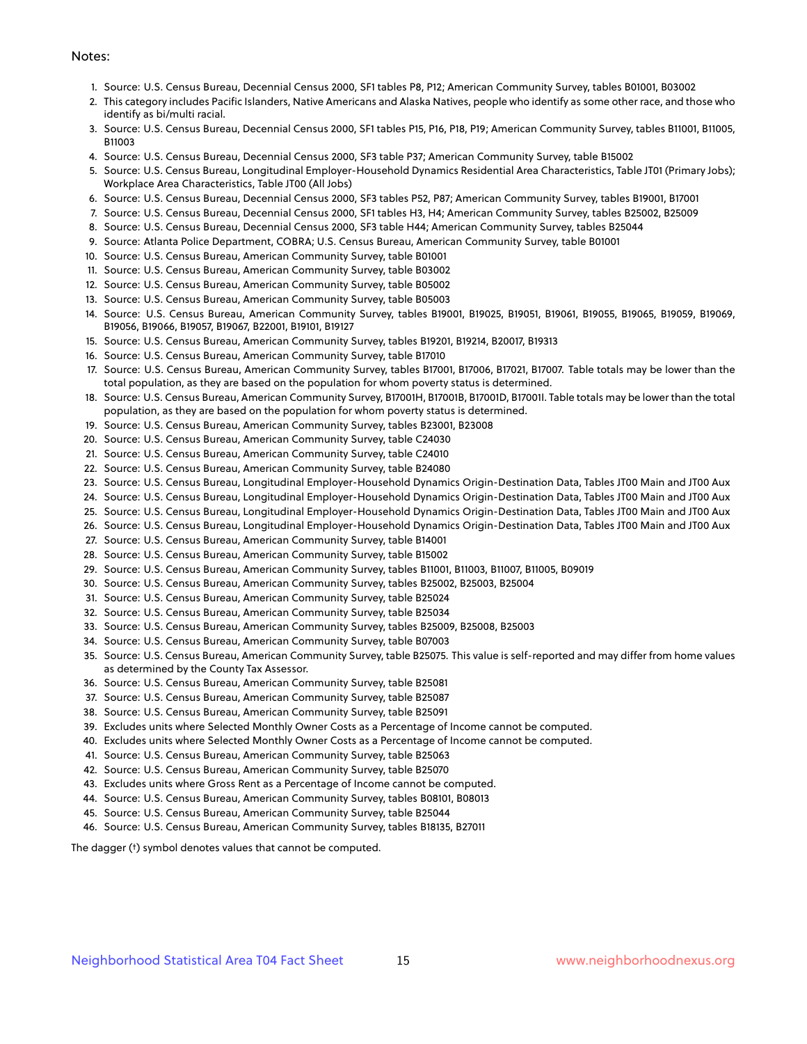Notes:

1. Source: U.S. Census Bureau, Decennial Census 2000, SF1 tables P8, P12; American Community Survey, tables B01001, B03002
2. This category includes Pacific Islanders, Native Americans and Alaska Natives, people who identify as some other race, and those who identify as bi/multi racial.
3. Source: U.S. Census Bureau, Decennial Census 2000, SF1 tables P15, P16, P18, P19; American Community Survey, tables B11001, B11005, B11003
4. Source: U.S. Census Bureau, Decennial Census 2000, SF3 table P37; American Community Survey, table B15002
5. Source: U.S. Census Bureau, Longitudinal Employer-Household Dynamics Residential Area Characteristics, Table JT01 (Primary Jobs); Workplace Area Characteristics, Table JT00 (All Jobs)
6. Source: U.S. Census Bureau, Decennial Census 2000, SF3 tables P52, P87; American Community Survey, tables B19001, B17001
7. Source: U.S. Census Bureau, Decennial Census 2000, SF1 tables H3, H4; American Community Survey, tables B25002, B25009
8. Source: U.S. Census Bureau, Decennial Census 2000, SF3 table H44; American Community Survey, tables B25044
9. Source: Atlanta Police Department, COBRA; U.S. Census Bureau, American Community Survey, table B01001
10. Source: U.S. Census Bureau, American Community Survey, table B01001
11. Source: U.S. Census Bureau, American Community Survey, table B03002
12. Source: U.S. Census Bureau, American Community Survey, table B05002
13. Source: U.S. Census Bureau, American Community Survey, table B05003
14. Source: U.S. Census Bureau, American Community Survey, tables B19001, B19025, B19051, B19061, B19055, B19065, B19059, B19069, B19056, B19066, B19057, B19067, B22001, B19101, B19127
15. Source: U.S. Census Bureau, American Community Survey, tables B19201, B19214, B20017, B19313
16. Source: U.S. Census Bureau, American Community Survey, table B17010
17. Source: U.S. Census Bureau, American Community Survey, tables B17001, B17006, B17021, B17007. Table totals may be lower than the total population, as they are based on the population for whom poverty status is determined.
18. Source: U.S. Census Bureau, American Community Survey, B17001H, B17001B, B17001D, B17001I. Table totals may be lower than the total population, as they are based on the population for whom poverty status is determined.
19. Source: U.S. Census Bureau, American Community Survey, tables B23001, B23008
20. Source: U.S. Census Bureau, American Community Survey, table C24030
21. Source: U.S. Census Bureau, American Community Survey, table C24010
22. Source: U.S. Census Bureau, American Community Survey, table B24080
23. Source: U.S. Census Bureau, Longitudinal Employer-Household Dynamics Origin-Destination Data, Tables JT00 Main and JT00 Aux
24. Source: U.S. Census Bureau, Longitudinal Employer-Household Dynamics Origin-Destination Data, Tables JT00 Main and JT00 Aux
25. Source: U.S. Census Bureau, Longitudinal Employer-Household Dynamics Origin-Destination Data, Tables JT00 Main and JT00 Aux
26. Source: U.S. Census Bureau, Longitudinal Employer-Household Dynamics Origin-Destination Data, Tables JT00 Main and JT00 Aux
27. Source: U.S. Census Bureau, American Community Survey, table B14001
28. Source: U.S. Census Bureau, American Community Survey, table B15002
29. Source: U.S. Census Bureau, American Community Survey, tables B11001, B11003, B11007, B11005, B09019
30. Source: U.S. Census Bureau, American Community Survey, tables B25002, B25003, B25004
31. Source: U.S. Census Bureau, American Community Survey, table B25024
32. Source: U.S. Census Bureau, American Community Survey, table B25034
33. Source: U.S. Census Bureau, American Community Survey, tables B25009, B25008, B25003
34. Source: U.S. Census Bureau, American Community Survey, table B07003
35. Source: U.S. Census Bureau, American Community Survey, table B25075. This value is self-reported and may differ from home values as determined by the County Tax Assessor.
36. Source: U.S. Census Bureau, American Community Survey, table B25081
37. Source: U.S. Census Bureau, American Community Survey, table B25087
38. Source: U.S. Census Bureau, American Community Survey, table B25091
39. Excludes units where Selected Monthly Owner Costs as a Percentage of Income cannot be computed.
40. Excludes units where Selected Monthly Owner Costs as a Percentage of Income cannot be computed.
41. Source: U.S. Census Bureau, American Community Survey, table B25063
42. Source: U.S. Census Bureau, American Community Survey, table B25070
43. Excludes units where Gross Rent as a Percentage of Income cannot be computed.
44. Source: U.S. Census Bureau, American Community Survey, tables B08101, B08013
45. Source: U.S. Census Bureau, American Community Survey, table B25044
46. Source: U.S. Census Bureau, American Community Survey, tables B18135, B27011

The dagger (†) symbol denotes values that cannot be computed.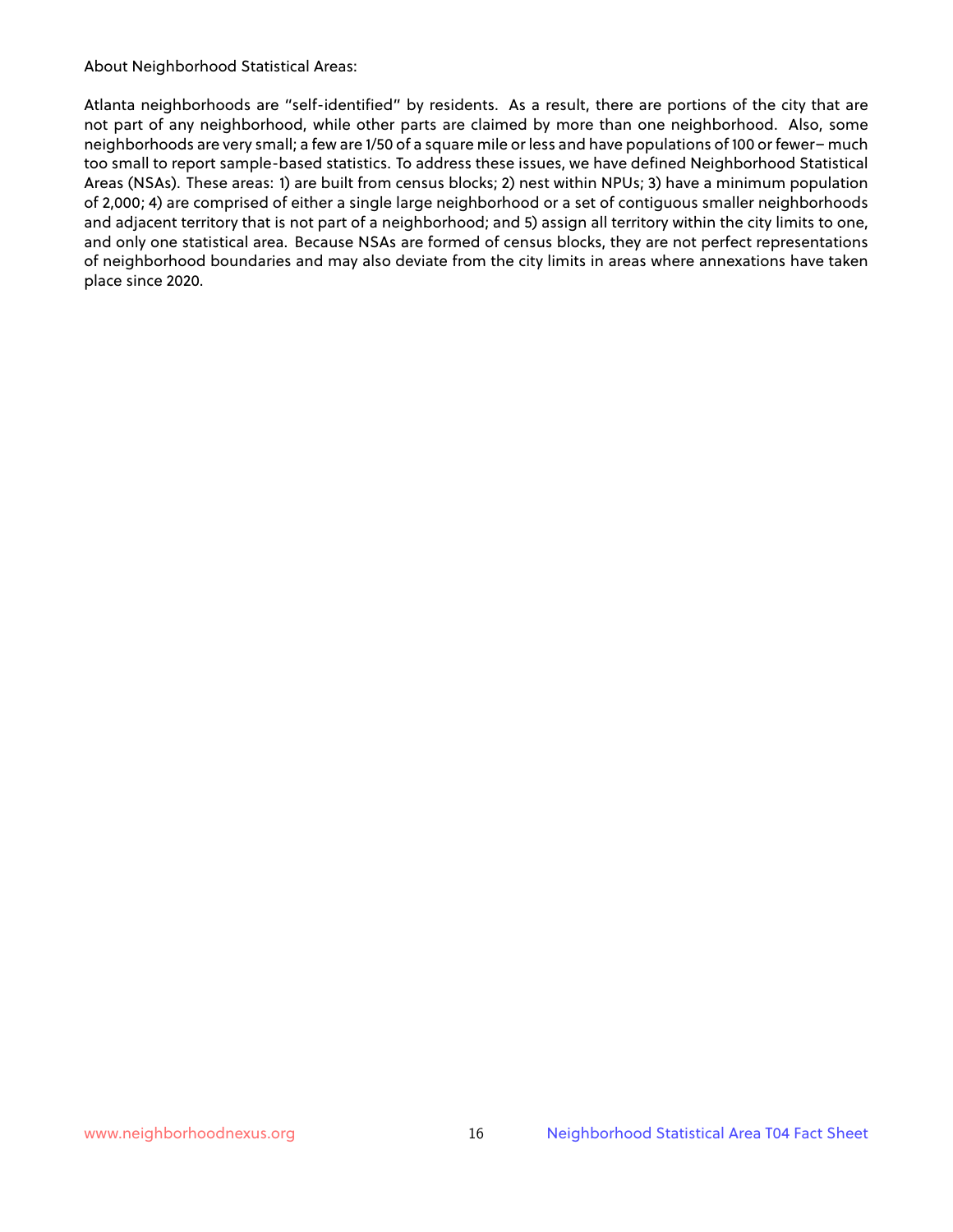About Neighborhood Statistical Areas:

Atlanta neighborhoods are "self-identified" by residents. As a result, there are portions of the city that are not part of any neighborhood, while other parts are claimed by more than one neighborhood. Also, some neighborhoods are very small; a few are 1/50 of a square mile or less and have populations of 100 or fewer– much too small to report sample-based statistics. To address these issues, we have defined Neighborhood Statistical Areas (NSAs). These areas: 1) are built from census blocks; 2) nest within NPUs; 3) have a minimum population of 2,000; 4) are comprised of either a single large neighborhood or a set of contiguous smaller neighborhoods and adjacent territory that is not part of a neighborhood; and 5) assign all territory within the city limits to one, and only one statistical area. Because NSAs are formed of census blocks, they are not perfect representations of neighborhood boundaries and may also deviate from the city limits in areas where annexations have taken place since 2020.